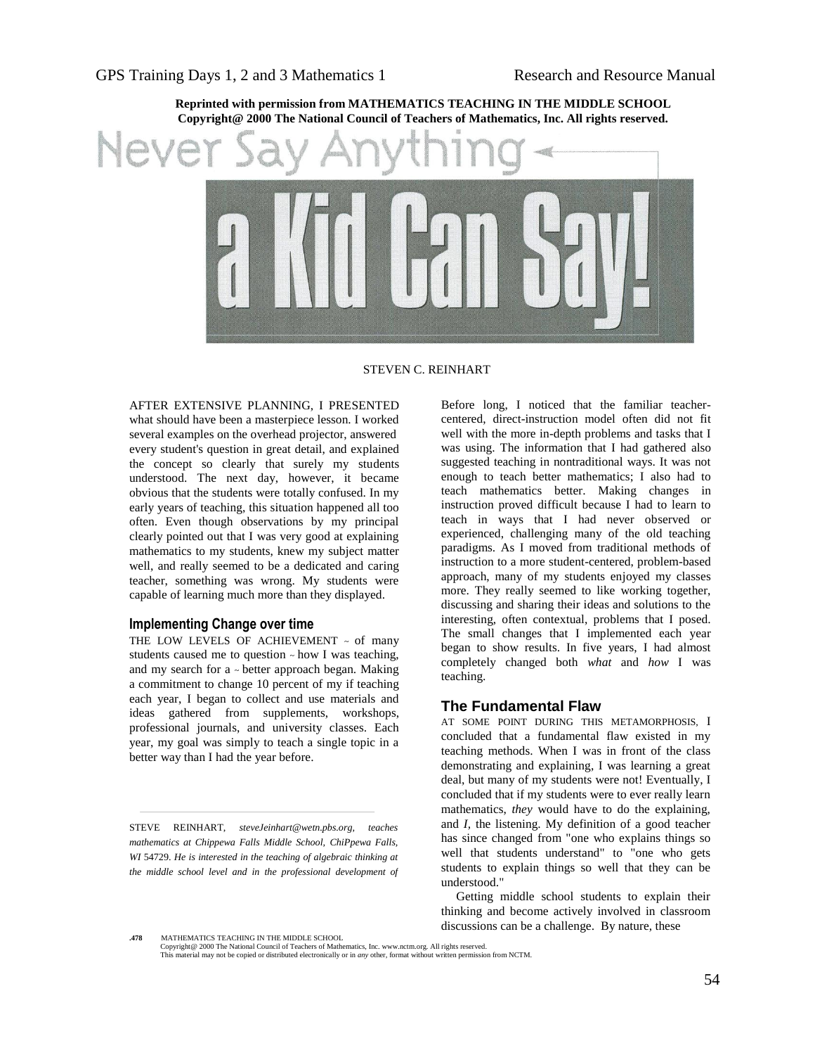**Reprinted with permission from MATHEMATICS TEACHING IN THE MIDDLE SCHOOL**
**Copyright@ 2000 The National Council of Teachers of Mathematics, Inc. All rights reserved.**

# Never Say Anything a Kid Can Say!

STEVEN C. REINHART

AFTER EXTENSIVE PLANNING, I PRESENTED what should have been a masterpiece lesson. I worked several examples on the overhead projector, answered every student's question in great detail, and explained the concept so clearly that surely my students understood. The next day, however, it became obvious that the students were totally confused. In my early years of teaching, this situation happened all too often. Even though observations by my principal clearly pointed out that I was very good at explaining mathematics to my students, knew my subject matter well, and really seemed to be a dedicated and caring teacher, something was wrong. My students were capable of learning much more than they displayed.

### Implementing Change over time

THE LOW LEVELS OF ACHIEVEMENT ~ of many students caused me to question ~ how I was teaching, and my search for a ~ better approach began. Making a commitment to change 10 percent of my if teaching each year, I began to collect and use materials and ideas gathered from supplements, workshops, professional journals, and university classes. Each year, my goal was simply to teach a single topic in a better way than I had the year before.

STEVE REINHART, *steveJeinhart@wetn.pbs.org, teaches mathematics at Chippewa Falls Middle School, ChiPpewa Falls, WI* 54729. *He is interested in the teaching of algebraic thinking at the middle school level and in the professional development of*

Before long, I noticed that the familiar teacher-centered, direct-instruction model often did not fit well with the more in-depth problems and tasks that I was using. The information that I had gathered also suggested teaching in nontraditional ways. It was not enough to teach better mathematics; I also had to teach mathematics better. Making changes in instruction proved difficult because I had to learn to teach in ways that I had never observed or experienced, challenging many of the old teaching paradigms. As I moved from traditional methods of instruction to a more student-centered, problem-based approach, many of my students enjoyed my classes more. They really seemed to like working together, discussing and sharing their ideas and solutions to the interesting, often contextual, problems that I posed. The small changes that I implemented each year began to show results. In five years, I had almost completely changed both *what* and *how* I was teaching.

### The Fundamental Flaw

AT SOME POINT DURING THIS METAMORPHOSIS, I concluded that a fundamental flaw existed in my teaching methods. When I was in front of the class demonstrating and explaining, I was learning a great deal, but many of my students were not! Eventually, I concluded that if my students were to ever really learn mathematics, *they* would have to do the explaining, and *I*, the listening. My definition of a good teacher has since changed from "one who explains things so well that students understand" to "one who gets students to explain things so well that they can be understood."

Getting middle school students to explain their thinking and become actively involved in classroom discussions can be a challenge. By nature, these

MATHEMATICS TEACHING IN THE MIDDLE SCHOOL
Copyright@ 2000 The National Council of Teachers of Mathematics, Inc. www.nctm.org. All rights reserved.
This material may not be copied or distributed electronically or in *any* other, format without written permission from NCTM.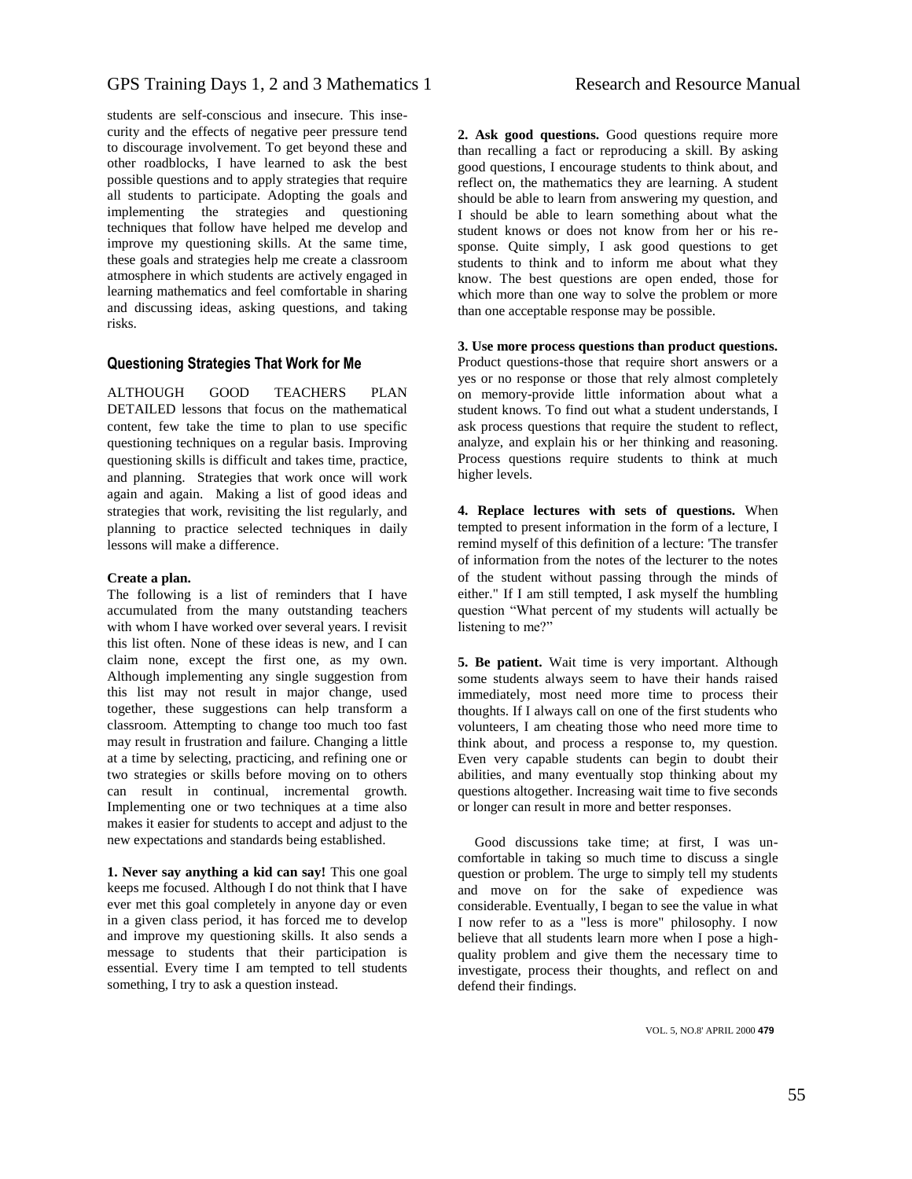students are self-conscious and insecure. This insecurity and the effects of negative peer pressure tend to discourage involvement. To get beyond these and other roadblocks, I have learned to ask the best possible questions and to apply strategies that require all students to participate. Adopting the goals and implementing the strategies and questioning techniques that follow have helped me develop and improve my questioning skills. At the same time, these goals and strategies help me create a classroom atmosphere in which students are actively engaged in learning mathematics and feel comfortable in sharing and discussing ideas, asking questions, and taking risks.

## Questioning Strategies That Work for Me

ALTHOUGH GOOD TEACHERS PLAN DETAILED lessons that focus on the mathematical content, few take the time to plan to use specific questioning techniques on a regular basis. Improving questioning skills is difficult and takes time, practice, and planning. Strategies that work once will work again and again. Making a list of good ideas and strategies that work, revisiting the list regularly, and planning to practice selected techniques in daily lessons will make a difference.

**Create a plan.**

The following is a list of reminders that I have accumulated from the many outstanding teachers with whom I have worked over several years. I revisit this list often. None of these ideas is new, and I can claim none, except the first one, as my own. Although implementing any single suggestion from this list may not result in major change, used together, these suggestions can help transform a classroom. Attempting to change too much too fast may result in frustration and failure. Changing a little at a time by selecting, practicing, and refining one or two strategies or skills before moving on to others can result in continual, incremental growth. Implementing one or two techniques at a time also makes it easier for students to accept and adjust to the new expectations and standards being established.

**1. Never say anything a kid can say!** This one goal keeps me focused. Although I do not think that I have ever met this goal completely in anyone day or even in a given class period, it has forced me to develop and improve my questioning skills. It also sends a message to students that their participation is essential. Every time I am tempted to tell students something, I try to ask a question instead.

**2. Ask good questions.** Good questions require more than recalling a fact or reproducing a skill. By asking good questions, I encourage students to think about, and reflect on, the mathematics they are learning. A student should be able to learn from answering my question, and I should be able to learn something about what the student knows or does not know from her or his response. Quite simply, I ask good questions to get students to think and to inform me about what they know. The best questions are open ended, those for which more than one way to solve the problem or more than one acceptable response may be possible.

**3. Use more process questions than product questions.** Product questions-those that require short answers or a yes or no response or those that rely almost completely on memory-provide little information about what a student knows. To find out what a student understands, I ask process questions that require the student to reflect, analyze, and explain his or her thinking and reasoning. Process questions require students to think at much higher levels.

**4. Replace lectures with sets of questions.** When tempted to present information in the form of a lecture, I remind myself of this definition of a lecture: 'The transfer of information from the notes of the lecturer to the notes of the student without passing through the minds of either." If I am still tempted, I ask myself the humbling question "What percent of my students will actually be listening to me?"

**5. Be patient.** Wait time is very important. Although some students always seem to have their hands raised immediately, most need more time to process their thoughts. If I always call on one of the first students who volunteers, I am cheating those who need more time to think about, and process a response to, my question. Even very capable students can begin to doubt their abilities, and many eventually stop thinking about my questions altogether. Increasing wait time to five seconds or longer can result in more and better responses.

Good discussions take time; at first, I was uncomfortable in taking so much time to discuss a single question or problem. The urge to simply tell my students and move on for the sake of expedience was considerable. Eventually, I began to see the value in what I now refer to as a "less is more" philosophy. I now believe that all students learn more when I pose a high-quality problem and give them the necessary time to investigate, process their thoughts, and reflect on and defend their findings.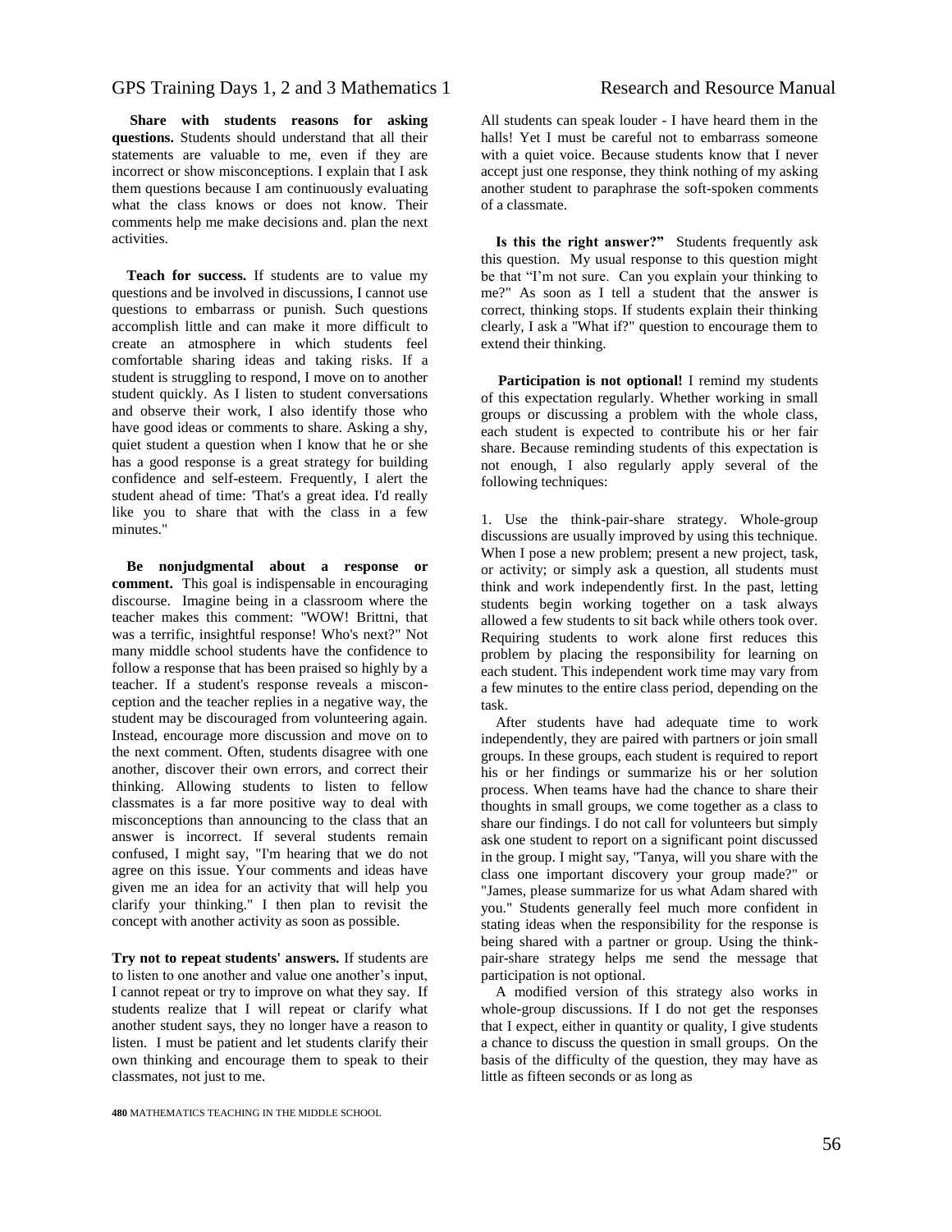**Share with students reasons for asking questions.** Students should understand that all their statements are valuable to me, even if they are incorrect or show misconceptions. I explain that I ask them questions because I am continuously evaluating what the class knows or does not know. Their comments help me make decisions and. plan the next activities.

**Teach for success.** If students are to value my questions and be involved in discussions, I cannot use questions to embarrass or punish. Such questions accomplish little and can make it more difficult to create an atmosphere in which students feel comfortable sharing ideas and taking risks. If a student is struggling to respond, I move on to another student quickly. As I listen to student conversations and observe their work, I also identify those who have good ideas or comments to share. Asking a shy, quiet student a question when I know that he or she has a good response is a great strategy for building confidence and self-esteem. Frequently, I alert the student ahead of time: 'That's a great idea. I'd really like you to share that with the class in a few minutes."

**Be nonjudgmental about a response or comment.** This goal is indispensable in encouraging discourse. Imagine being in a classroom where the teacher makes this comment: "WOW! Brittni, that was a terrific, insightful response! Who's next?" Not many middle school students have the confidence to follow a response that has been praised so highly by a teacher. If a student's response reveals a misconception and the teacher replies in a negative way, the student may be discouraged from volunteering again. Instead, encourage more discussion and move on to the next comment. Often, students disagree with one another, discover their own errors, and correct their thinking. Allowing students to listen to fellow classmates is a far more positive way to deal with misconceptions than announcing to the class that an answer is incorrect. If several students remain confused, I might say, "I'm hearing that we do not agree on this issue. Your comments and ideas have given me an idea for an activity that will help you clarify your thinking." I then plan to revisit the concept with another activity as soon as possible.

**Try not to repeat students' answers.** If students are to listen to one another and value one another's input, I cannot repeat or try to improve on what they say. If students realize that I will repeat or clarify what another student says, they no longer have a reason to listen. I must be patient and let students clarify their own thinking and encourage them to speak to their classmates, not just to me.

480 MATHEMATICS TEACHING IN THE MIDDLE SCHOOL

All students can speak louder - I have heard them in the halls! Yet I must be careful not to embarrass someone with a quiet voice. Because students know that I never accept just one response, they think nothing of my asking another student to paraphrase the soft-spoken comments of a classmate.

**Is this the right answer?"** Students frequently ask this question. My usual response to this question might be that "I'm not sure. Can you explain your thinking to me?" As soon as I tell a student that the answer is correct, thinking stops. If students explain their thinking clearly, I ask a "What if?" question to encourage them to extend their thinking.

**Participation is not optional!** I remind my students of this expectation regularly. Whether working in small groups or discussing a problem with the whole class, each student is expected to contribute his or her fair share. Because reminding students of this expectation is not enough, I also regularly apply several of the following techniques:

1. Use the think-pair-share strategy. Whole-group discussions are usually improved by using this technique. When I pose a new problem; present a new project, task, or activity; or simply ask a question, all students must think and work independently first. In the past, letting students begin working together on a task always allowed a few students to sit back while others took over. Requiring students to work alone first reduces this problem by placing the responsibility for learning on each student. This independent work time may vary from a few minutes to the entire class period, depending on the task.

After students have had adequate time to work independently, they are paired with partners or join small groups. In these groups, each student is required to report his or her findings or summarize his or her solution process. When teams have had the chance to share their thoughts in small groups, we come together as a class to share our findings. I do not call for volunteers but simply ask one student to report on a significant point discussed in the group. I might say, "Tanya, will you share with the class one important discovery your group made?" or "James, please summarize for us what Adam shared with you." Students generally feel much more confident in stating ideas when the responsibility for the response is being shared with a partner or group. Using the think-pair-share strategy helps me send the message that participation is not optional.

A modified version of this strategy also works in whole-group discussions. If I do not get the responses that I expect, either in quantity or quality, I give students a chance to discuss the question in small groups. On the basis of the difficulty of the question, they may have as little as fifteen seconds or as long as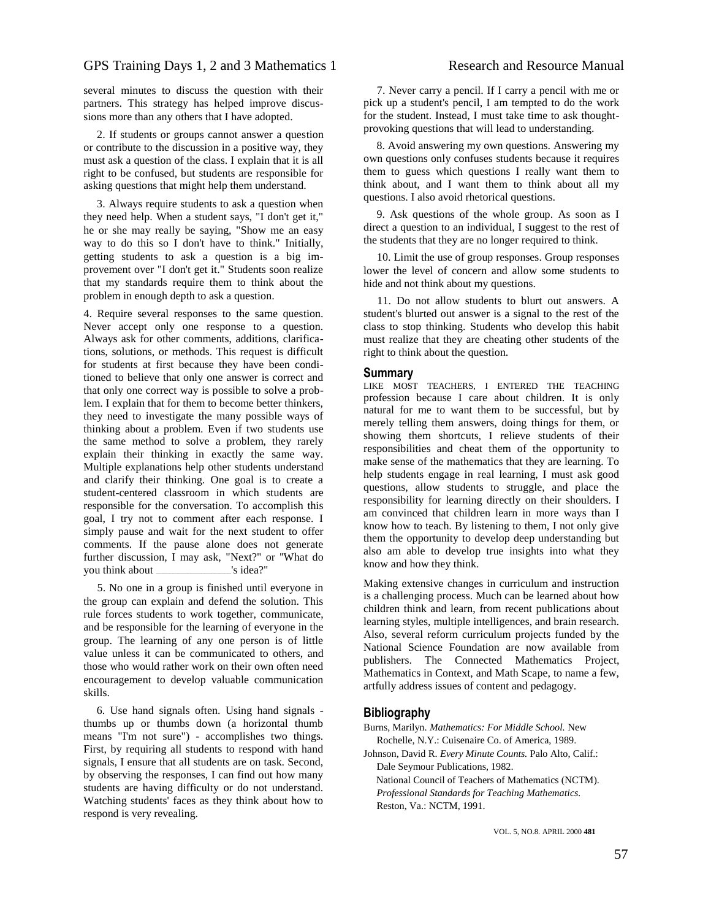several minutes to discuss the question with their partners. This strategy has helped improve discussions more than any others that I have adopted.

2. If students or groups cannot answer a question or contribute to the discussion in a positive way, they must ask a question of the class. I explain that it is all right to be confused, but students are responsible for asking questions that might help them understand.

3. Always require students to ask a question when they need help. When a student says, "I don't get it," he or she may really be saying, "Show me an easy way to do this so I don't have to think." Initially, getting students to ask a question is a big improvement over "I don't get it." Students soon realize that my standards require them to think about the problem in enough depth to ask a question.

4. Require several responses to the same question. Never accept only one response to a question. Always ask for other comments, additions, clarifications, solutions, or methods. This request is difficult for students at first because they have been conditioned to believe that only one answer is correct and that only one correct way is possible to solve a problem. I explain that for them to become better thinkers, they need to investigate the many possible ways of thinking about a problem. Even if two students use the same method to solve a problem, they rarely explain their thinking in exactly the same way. Multiple explanations help other students understand and clarify their thinking. One goal is to create a student-centered classroom in which students are responsible for the conversation. To accomplish this goal, I try not to comment after each response. I simply pause and wait for the next student to offer comments. If the pause alone does not generate further discussion, I may ask, "Next?" or "What do you think about _______________'s idea?"

5. No one in a group is finished until everyone in the group can explain and defend the solution. This rule forces students to work together, communicate, and be responsible for the learning of everyone in the group. The learning of any one person is of little value unless it can be communicated to others, and those who would rather work on their own often need encouragement to develop valuable communication skills.

6. Use hand signals often. Using hand signals - thumbs up or thumbs down (a horizontal thumb means "I'm not sure") - accomplishes two things. First, by requiring all students to respond with hand signals, I ensure that all students are on task. Second, by observing the responses, I can find out how many students are having difficulty or do not understand. Watching students' faces as they think about how to respond is very revealing.

7. Never carry a pencil. If I carry a pencil with me or pick up a student's pencil, I am tempted to do the work for the student. Instead, I must take time to ask thought-provoking questions that will lead to understanding.

8. Avoid answering my own questions. Answering my own questions only confuses students because it requires them to guess which questions I really want them to think about, and I want them to think about all my questions. I also avoid rhetorical questions.

9. Ask questions of the whole group. As soon as I direct a question to an individual, I suggest to the rest of the students that they are no longer required to think.

10. Limit the use of group responses. Group responses lower the level of concern and allow some students to hide and not think about my questions.

11. Do not allow students to blurt out answers. A student's blurted out answer is a signal to the rest of the class to stop thinking. Students who develop this habit must realize that they are cheating other students of the right to think about the question.

## Summary

LIKE MOST TEACHERS, I ENTERED THE TEACHING profession because I care about children. It is only natural for me to want them to be successful, but by merely telling them answers, doing things for them, or showing them shortcuts, I relieve students of their responsibilities and cheat them of the opportunity to make sense of the mathematics that they are learning. To help students engage in real learning, I must ask good questions, allow students to struggle, and place the responsibility for learning directly on their shoulders. I am convinced that children learn in more ways than I know how to teach. By listening to them, I not only give them the opportunity to develop deep understanding but also am able to develop true insights into what they know and how they think.

Making extensive changes in curriculum and instruction is a challenging process. Much can be learned about how children think and learn, from recent publications about learning styles, multiple intelligences, and brain research. Also, several reform curriculum projects funded by the National Science Foundation are now available from publishers. The Connected Mathematics Project, Mathematics in Context, and Math Scape, to name a few, artfully address issues of content and pedagogy.

## Bibliography

Burns, Marilyn. *Mathematics: For Middle School.* New Rochelle, N.Y.: Cuisenaire Co. of America, 1989.

Johnson, David R. *Every Minute Counts.* Palo Alto, Calif.: Dale Seymour Publications, 1982.

National Council of Teachers of Mathematics (NCTM). *Professional Standards for Teaching Mathematics.* Reston, Va.: NCTM, 1991.